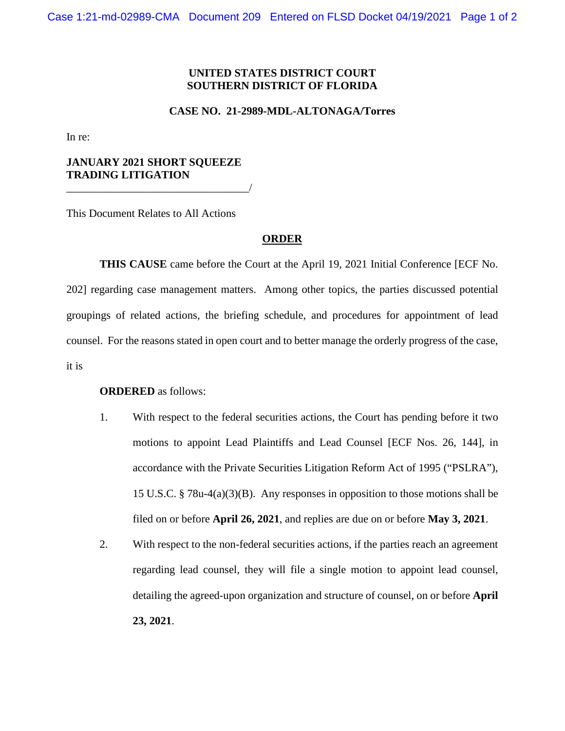**UNITED STATES DISTRICT COURT**
**SOUTHERN DISTRICT OF FLORIDA**

**CASE NO. 21-2989-MDL-ALTONAGA/Torres**

In re:

**JANUARY 2021 SHORT SQUEEZE TRADING LITIGATION**
_________________________________/

This Document Relates to All Actions

## ORDER

**THIS CAUSE** came before the Court at the April 19, 2021 Initial Conference [ECF No. 202] regarding case management matters. Among other topics, the parties discussed potential groupings of related actions, the briefing schedule, and procedures for appointment of lead counsel. For the reasons stated in open court and to better manage the orderly progress of the case, it is

**ORDERED** as follows:

1. With respect to the federal securities actions, the Court has pending before it two motions to appoint Lead Plaintiffs and Lead Counsel [ECF Nos. 26, 144], in accordance with the Private Securities Litigation Reform Act of 1995 ("PSLRA"), 15 U.S.C. § 78u-4(a)(3)(B). Any responses in opposition to those motions shall be filed on or before **April 26, 2021**, and replies are due on or before **May 3, 2021**.

2. With respect to the non-federal securities actions, if the parties reach an agreement regarding lead counsel, they will file a single motion to appoint lead counsel, detailing the agreed-upon organization and structure of counsel, on or before **April 23, 2021**.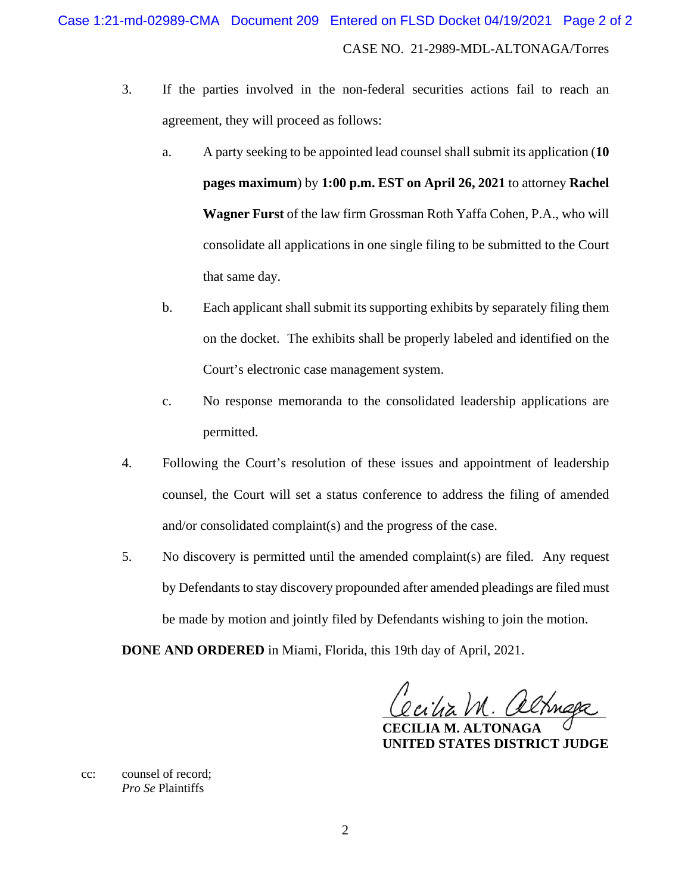CASE NO. 21-2989-MDL-ALTONAGA/Torres

3. If the parties involved in the non-federal securities actions fail to reach an agreement, they will proceed as follows:

   a. A party seeking to be appointed lead counsel shall submit its application (**10 pages maximum**) by **1:00 p.m. EST on April 26, 2021** to attorney **Rachel Wagner Furst** of the law firm Grossman Roth Yaffa Cohen, P.A., who will consolidate all applications in one single filing to be submitted to the Court that same day.

   b. Each applicant shall submit its supporting exhibits by separately filing them on the docket. The exhibits shall be properly labeled and identified on the Court's electronic case management system.

   c. No response memoranda to the consolidated leadership applications are permitted.

4. Following the Court's resolution of these issues and appointment of leadership counsel, the Court will set a status conference to address the filing of amended and/or consolidated complaint(s) and the progress of the case.

5. No discovery is permitted until the amended complaint(s) are filed. Any request by Defendants to stay discovery propounded after amended pleadings are filed must be made by motion and jointly filed by Defendants wishing to join the motion.

**DONE AND ORDERED** in Miami, Florida, this 19th day of April, 2021.

**CECILIA M. ALTONAGA**
**UNITED STATES DISTRICT JUDGE**

cc: counsel of record;
*Pro Se* Plaintiffs